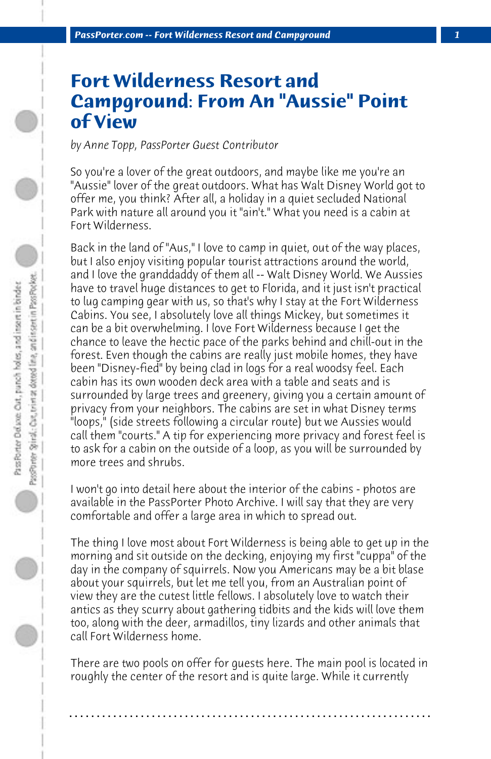# Fort Wilderness Resort and Campground: From An "Aussie" Point of View

*by Anne Topp, PassPorter Guest Contributor*

So you're a lover of the great outdoors, and maybe like me you're an "Aussie" lover of the great outdoors. What has Walt Disney World got to offer me, you think? After all, a holiday in a quiet secluded National Park with nature all around you it "ain't." What you need is a cabin at Fort Wilderness.

Back in the land of "Aus," I love to camp in quiet, out of the way places, but I also enjoy visiting popular tourist attractions around the world, and I love the granddaddy of them all -- Walt Disney World. We Aussies have to travel huge distances to get to Florida, and it just isn't practical to lug camping gear with us, so that's why I stay at the Fort Wilderness Cabins. You see, I absolutely love all things Mickey, but sometimes it can be a bit overwhelming. I love Fort Wilderness because I get the chance to leave the hectic pace of the parks behind and chill-out in the forest. Even though the cabins are really just mobile homes, they have been "Disney-fied" by being clad in logs for a real woodsy feel. Each cabin has its own wooden deck area with a table and seats and is surrounded by large trees and greenery, giving you a certain amount of privacy from your neighbors. The cabins are set in what Disney terms "loops," (side streets following a circular route) but we Aussies would call them "courts." A tip for experiencing more privacy and forest feel is to ask for a cabin on the outside of a loop, as you will be surrounded by more trees and shrubs.

I won't go into detail here about the interior of the cabins - photos are available in the PassPorter Photo Archive. I will say that they are very comfortable and offer a large area in which to spread out.

The thing I love most about Fort Wilderness is being able to get up in the morning and sit outside on the decking, enjoying my first "cuppa" of the day in the company of squirrels. Now you Americans may be a bit blase about your squirrels, but let me tell you, from an Australian point of view they are the cutest little fellows. I absolutely love to watch their antics as they scurry about gathering tidbits and the kids will love them too, along with the deer, armadillos, tiny lizards and other animals that call Fort Wilderness home.

There are two pools on offer for guests here. The main pool is located in roughly the center of the resort and is quite large. While it currently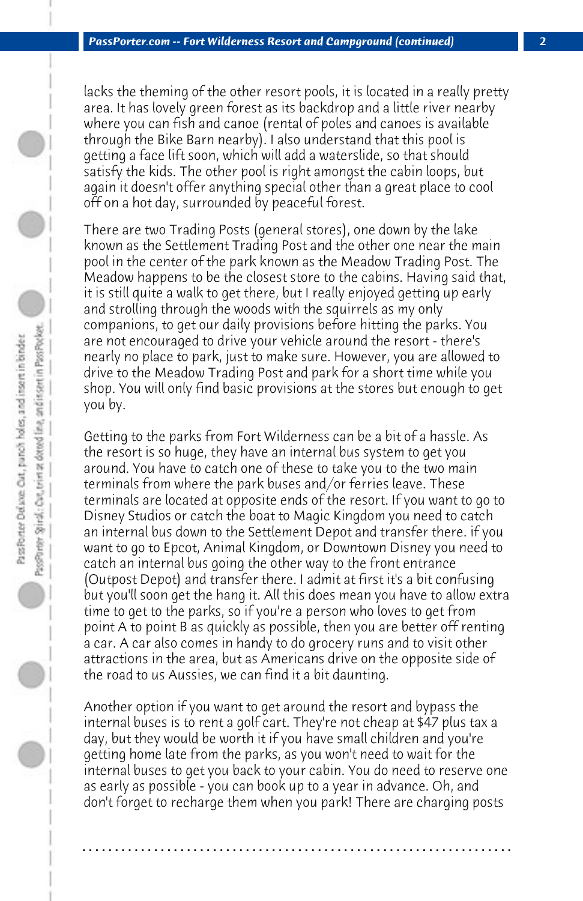lacks the theming of the other resort pools, it is located in a really pretty area. It has lovely green forest as its backdrop and a little river nearby where you can fish and canoe (rental of poles and canoes is available through the Bike Barn nearby). I also understand that this pool is getting a face lift soon, which will add a waterslide, so that should satisfy the kids. The other pool is right amongst the cabin loops, but again it doesn't offer anything special other than a great place to cool off on a hot day, surrounded by peaceful forest.

There are two Trading Posts (general stores), one down by the lake known as the Settlement Trading Post and the other one near the main pool in the center of the park known as the Meadow Trading Post. The Meadow happens to be the closest store to the cabins. Having said that, it is still quite a walk to get there, but I really enjoyed getting up early and strolling through the woods with the squirrels as my only companions, to get our daily provisions before hitting the parks. You are not encouraged to drive your vehicle around the resort - there's nearly no place to park, just to make sure. However, you are allowed to drive to the Meadow Trading Post and park for a short time while you shop. You will only find basic provisions at the stores but enough to get you by.

Getting to the parks from Fort Wilderness can be a bit of a hassle. As the resort is so huge, they have an internal bus system to get you around. You have to catch one of these to take you to the two main terminals from where the park buses and/or ferries leave. These terminals are located at opposite ends of the resort. If you want to go to Disney Studios or catch the boat to Magic Kingdom you need to catch an internal bus down to the Settlement Depot and transfer there. if you want to go to Epcot, Animal Kingdom, or Downtown Disney you need to catch an internal bus going the other way to the front entrance (Outpost Depot) and transfer there. I admit at first it's a bit confusing but you'll soon get the hang it. All this does mean you have to allow extra time to get to the parks, so if you're a person who loves to get from point A to point B as quickly as possible, then you are better off renting a car. A car also comes in handy to do grocery runs and to visit other attractions in the area, but as Americans drive on the opposite side of the road to us Aussies, we can find it a bit daunting.

Another option if you want to get around the resort and bypass the internal buses is to rent a golf cart. They're not cheap at $47 plus tax a day, but they would be worth it if you have small children and you're getting home late from the parks, as you won't need to wait for the internal buses to get you back to your cabin. You do need to reserve one as early as possible - you can book up to a year in advance. Oh, and don't forget to recharge them when you park! There are charging posts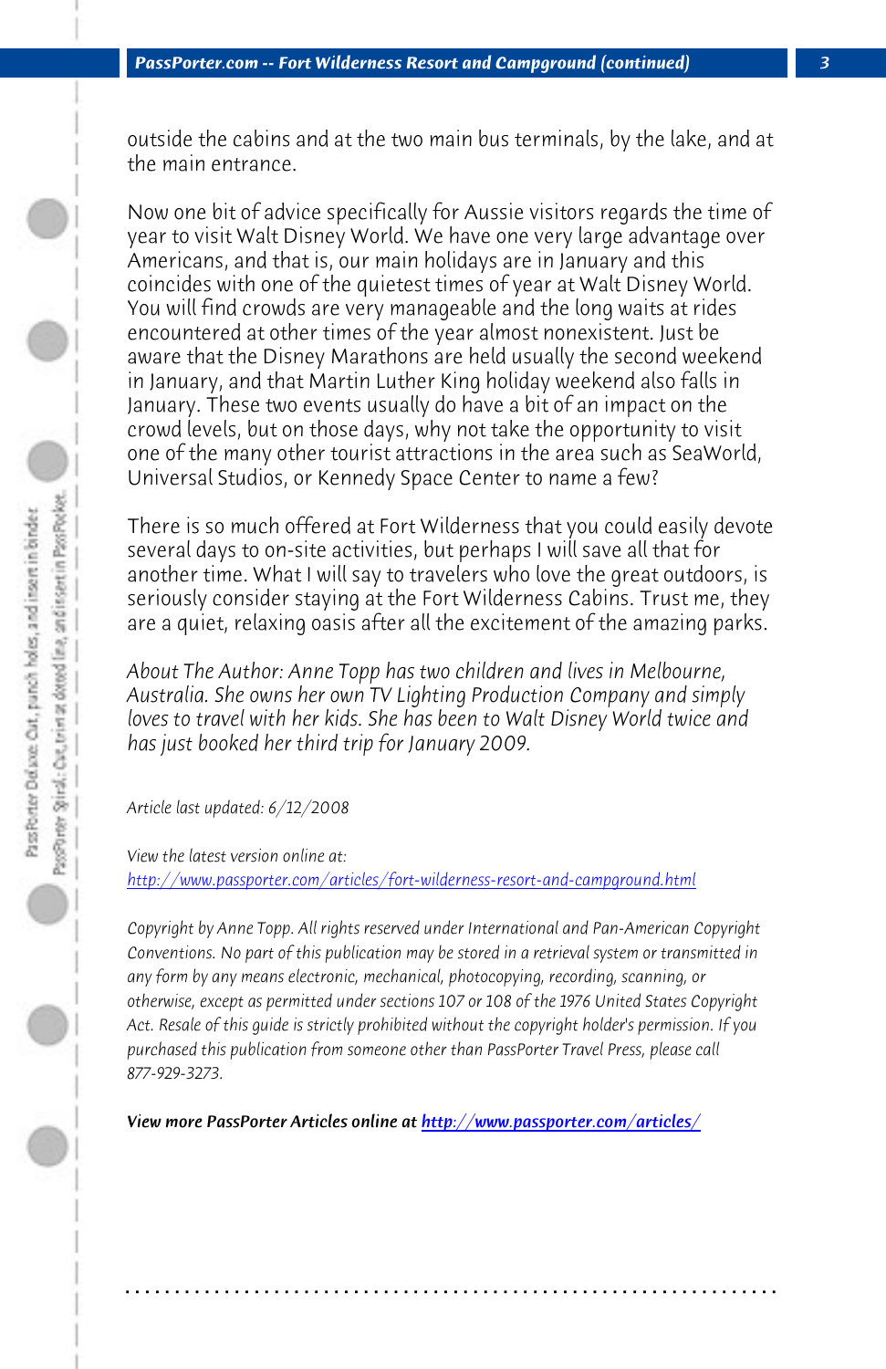outside the cabins and at the two main bus terminals, by the lake, and at the main entrance.

Now one bit of advice specifically for Aussie visitors regards the time of year to visit Walt Disney World. We have one very large advantage over Americans, and that is, our main holidays are in January and this coincides with one of the quietest times of year at Walt Disney World. You will find crowds are very manageable and the long waits at rides encountered at other times of the year almost nonexistent. Just be aware that the Disney Marathons are held usually the second weekend in January, and that Martin Luther King holiday weekend also falls in January. These two events usually do have a bit of an impact on the crowd levels, but on those days, why not take the opportunity to visit one of the many other tourist attractions in the area such as SeaWorld, Universal Studios, or Kennedy Space Center to name a few?

There is so much offered at Fort Wilderness that you could easily devote several days to on-site activities, but perhaps I will save all that for another time. What I will say to travelers who love the great outdoors, is seriously consider staying at the Fort Wilderness Cabins. Trust me, they are a quiet, relaxing oasis after all the excitement of the amazing parks.

*About The Author: Anne Topp has two children and lives in Melbourne, Australia. She owns her own TV Lighting Production Company and simply loves to travel with her kids. She has been to Walt Disney World twice and has just booked her third trip for January 2009.*

*Article last updated: 6/12/2008*

*View the latest version online at:*
*http://www.passporter.com/articles/fort-wilderness-resort-and-campground.html*

*Copyright by Anne Topp. All rights reserved under International and Pan-American Copyright Conventions. No part of this publication may be stored in a retrieval system or transmitted in any form by any means electronic, mechanical, photocopying, recording, scanning, or otherwise, except as permitted under sections 107 or 108 of the 1976 United States Copyright Act. Resale of this guide is strictly prohibited without the copyright holder's permission. If you purchased this publication from someone other than PassPorter Travel Press, please call 877-929-3273.*

***View more PassPorter Articles online at http://www.passporter.com/articles/***